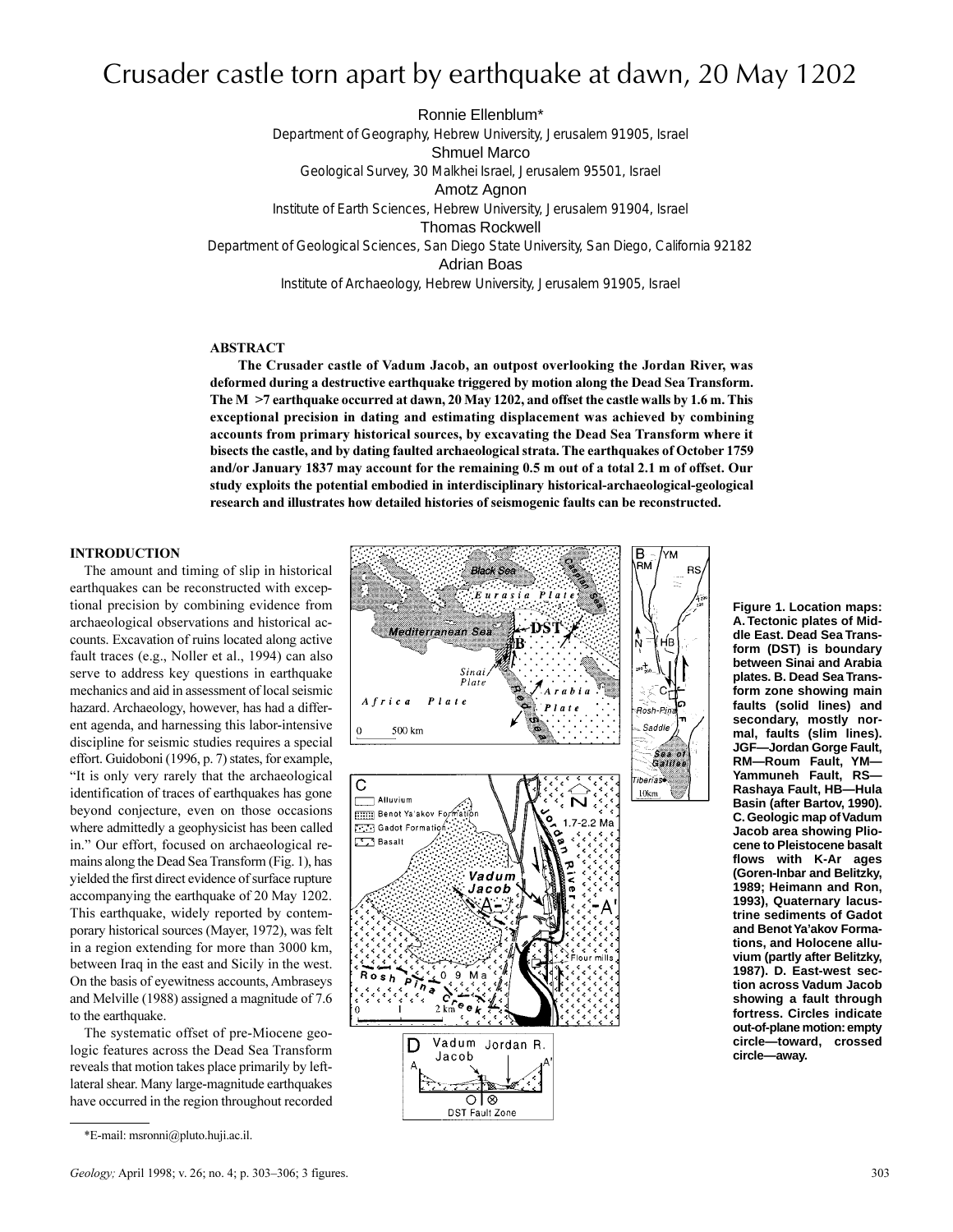# Crusader castle torn apart by earthquake at dawn, 20 May 1202

Ronnie Ellenblum*
Department of Geography, Hebrew University, Jerusalem 91905, Israel

Shmuel Marco
Geological Survey, 30 Malkhei Israel, Jerusalem 95501, Israel

Amotz Agnon
Institute of Earth Sciences, Hebrew University, Jerusalem 91904, Israel

Thomas Rockwell
Department of Geological Sciences, San Diego State University, San Diego, California 92182

Adrian Boas
Institute of Archaeology, Hebrew University, Jerusalem 91905, Israel

## ABSTRACT

**The Crusader castle of Vadum Jacob, an outpost overlooking the Jordan River, was deformed during a destructive earthquake triggered by motion along the Dead Sea Transform. The M >7 earthquake occurred at dawn, 20 May 1202, and offset the castle walls by 1.6 m. This exceptional precision in dating and estimating displacement was achieved by combining accounts from primary historical sources, by excavating the Dead Sea Transform where it bisects the castle, and by dating faulted archaeological strata. The earthquakes of October 1759 and/or January 1837 may account for the remaining 0.5 m out of a total 2.1 m of offset. Our study exploits the potential embodied in interdisciplinary historical-archaeological-geological research and illustrates how detailed histories of seismogenic faults can be reconstructed.**

## INTRODUCTION

The amount and timing of slip in historical earthquakes can be reconstructed with exceptional precision by combining evidence from archaeological observations and historical accounts. Excavation of ruins located along active fault traces (e.g., Noller et al., 1994) can also serve to address key questions in earthquake mechanics and aid in assessment of local seismic hazard. Archaeology, however, has had a different agenda, and harnessing this labor-intensive discipline for seismic studies requires a special effort. Guidoboni (1996, p. 7) states, for example, "It is only very rarely that the archaeological identification of traces of earthquakes has gone beyond conjecture, even on those occasions where admittedly a geophysicist has been called in." Our effort, focused on archaeological remains along the Dead Sea Transform (Fig. 1), has yielded the first direct evidence of surface rupture accompanying the earthquake of 20 May 1202. This earthquake, widely reported by contemporary historical sources (Mayer, 1972), was felt in a region extending for more than 3000 km, between Iraq in the east and Sicily in the west. On the basis of eyewitness accounts, Ambraseys and Melville (1988) assigned a magnitude of 7.6 to the earthquake.

The systematic offset of pre-Miocene geologic features across the Dead Sea Transform reveals that motion takes place primarily by left-lateral shear. Many large-magnitude earthquakes have occurred in the region throughout recorded

**Figure 1. Location maps: A. Tectonic plates of Middle East. Dead Sea Transform (DST) is boundary between Sinai and Arabia plates. B. Dead Sea Transform zone showing main faults (solid lines) and secondary, mostly normal, faults (slim lines). JGF—Jordan Gorge Fault, RM—Roum Fault, YM—Yammuneh Fault, RS—Rashaya Fault, HB—Hula Basin (after Bartov, 1990). C. Geologic map of Vadum Jacob area showing Pliocene to Pleistocene basalt flows with K-Ar ages (Goren-Inbar and Belitzky, 1989; Heimann and Ron, 1993), Quaternary lacustrine sediments of Gadot and Benot Ya'akov Formations, and Holocene alluvium (partly after Belitzky, 1987). D. East-west section across Vadum Jacob showing a fault through fortress. Circles indicate out-of-plane motion: empty circle—toward, crossed circle—away.**

*E-mail: msronni@pluto.huji.ac.il.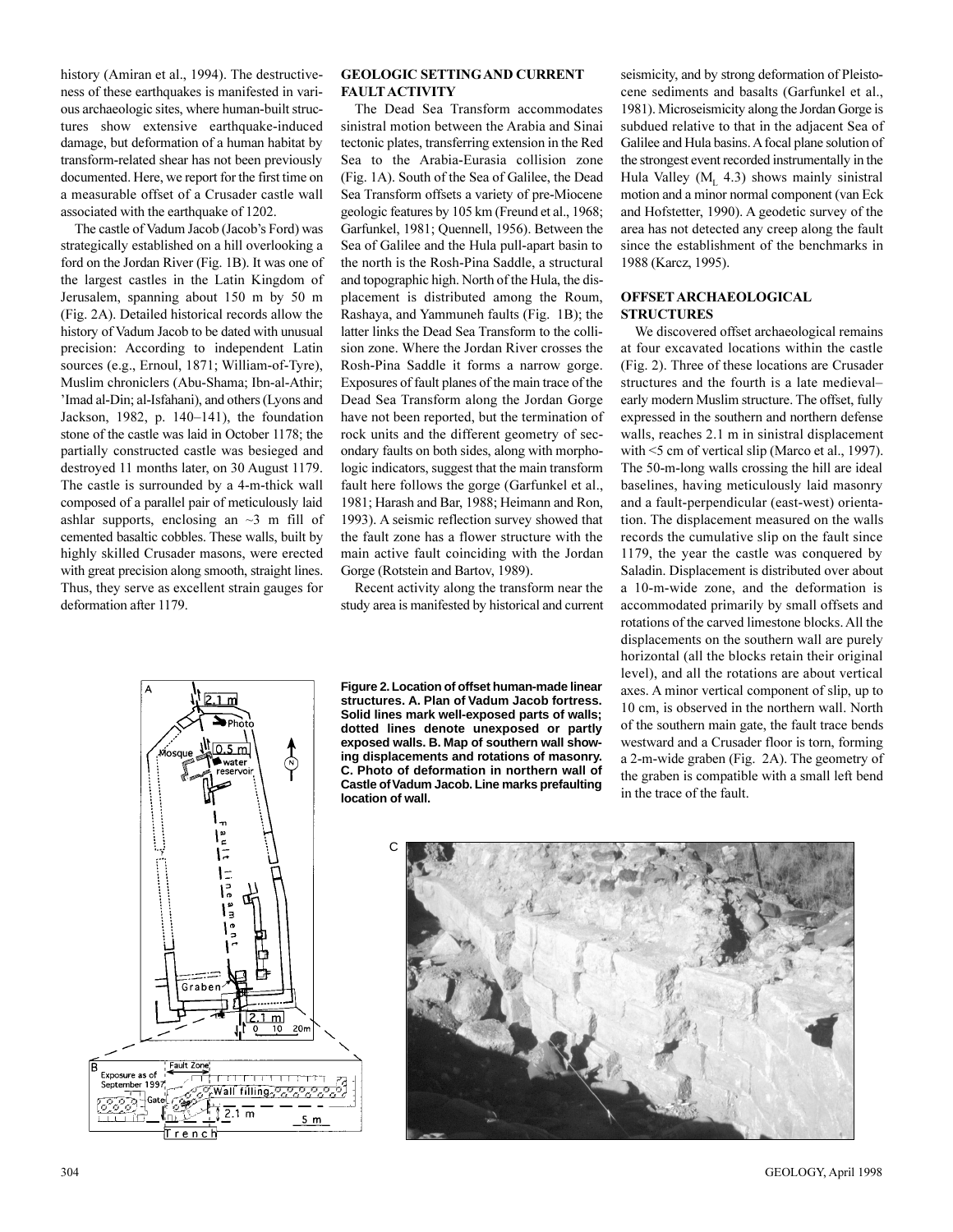history (Amiran et al., 1994). The destructiveness of these earthquakes is manifested in various archaeologic sites, where human-built structures show extensive earthquake-induced damage, but deformation of a human habitat by transform-related shear has not been previously documented. Here, we report for the first time on a measurable offset of a Crusader castle wall associated with the earthquake of 1202.

The castle of Vadum Jacob (Jacob's Ford) was strategically established on a hill overlooking a ford on the Jordan River (Fig. 1B). It was one of the largest castles in the Latin Kingdom of Jerusalem, spanning about 150 m by 50 m (Fig. 2A). Detailed historical records allow the history of Vadum Jacob to be dated with unusual precision: According to independent Latin sources (e.g., Ernoul, 1871; William-of-Tyre), Muslim chroniclers (Abu-Shama; Ibn-al-Athir; 'Imad al-Din; al-Isfahani), and others (Lyons and Jackson, 1982, p. 140–141), the foundation stone of the castle was laid in October 1178; the partially constructed castle was besieged and destroyed 11 months later, on 30 August 1179. The castle is surrounded by a 4-m-thick wall composed of a parallel pair of meticulously laid ashlar supports, enclosing an ~3 m fill of cemented basaltic cobbles. These walls, built by highly skilled Crusader masons, were erected with great precision along smooth, straight lines. Thus, they serve as excellent strain gauges for deformation after 1179.

## GEOLOGIC SETTING AND CURRENT FAULT ACTIVITY

The Dead Sea Transform accommodates sinistral motion between the Arabia and Sinai tectonic plates, transferring extension in the Red Sea to the Arabia-Eurasia collision zone (Fig. 1A). South of the Sea of Galilee, the Dead Sea Transform offsets a variety of pre-Miocene geologic features by 105 km (Freund et al., 1968; Garfunkel, 1981; Quennell, 1956). Between the Sea of Galilee and the Hula pull-apart basin to the north is the Rosh-Pina Saddle, a structural and topographic high. North of the Hula, the displacement is distributed among the Roum, Rashaya, and Yammuneh faults (Fig. 1B); the latter links the Dead Sea Transform to the collision zone. Where the Jordan River crosses the Rosh-Pina Saddle it forms a narrow gorge. Exposures of fault planes of the main trace of the Dead Sea Transform along the Jordan Gorge have not been reported, but the termination of rock units and the different geometry of secondary faults on both sides, along with morphologic indicators, suggest that the main transform fault here follows the gorge (Garfunkel et al., 1981; Harash and Bar, 1988; Heimann and Ron, 1993). A seismic reflection survey showed that the fault zone has a flower structure with the main active fault coinciding with the Jordan Gorge (Rotstein and Bartov, 1989).

Recent activity along the transform near the study area is manifested by historical and current seismicity, and by strong deformation of Pleistocene sediments and basalts (Garfunkel et al., 1981). Microseismicity along the Jordan Gorge is subdued relative to that in the adjacent Sea of Galilee and Hula basins. A focal plane solution of the strongest event recorded instrumentally in the Hula Valley ($M_L$ 4.3) shows mainly sinistral motion and a minor normal component (van Eck and Hofstetter, 1990). A geodetic survey of the area has not detected any creep along the fault since the establishment of the benchmarks in 1988 (Karcz, 1995).

## OFFSET ARCHAEOLOGICAL STRUCTURES

We discovered offset archaeological remains at four excavated locations within the castle (Fig. 2). Three of these locations are Crusader structures and the fourth is a late medieval–early modern Muslim structure. The offset, fully expressed in the southern and northern defense walls, reaches 2.1 m in sinistral displacement with <5 cm of vertical slip (Marco et al., 1997). The 50-m-long walls crossing the hill are ideal baselines, having meticulously laid masonry and a fault-perpendicular (east-west) orientation. The displacement measured on the walls records the cumulative slip on the fault since 1179, the year the castle was conquered by Saladin. Displacement is distributed over about a 10-m-wide zone, and the deformation is accommodated primarily by small offsets and rotations of the carved limestone blocks. All the displacements on the southern wall are purely horizontal (all the blocks retain their original level), and all the rotations are about vertical axes. A minor vertical component of slip, up to 10 cm, is observed in the northern wall. North of the southern main gate, the fault trace bends westward and a Crusader floor is torn, forming a 2-m-wide graben (Fig. 2A). The geometry of the graben is compatible with a small left bend in the trace of the fault.

**Figure 2. Location of offset human-made linear structures. A. Plan of Vadum Jacob fortress. Solid lines mark well-exposed parts of walls; dotted lines denote unexposed or partly exposed walls. B. Map of southern wall showing displacements and rotations of masonry. C. Photo of deformation in northern wall of Castle of Vadum Jacob. Line marks prefaulting location of wall.**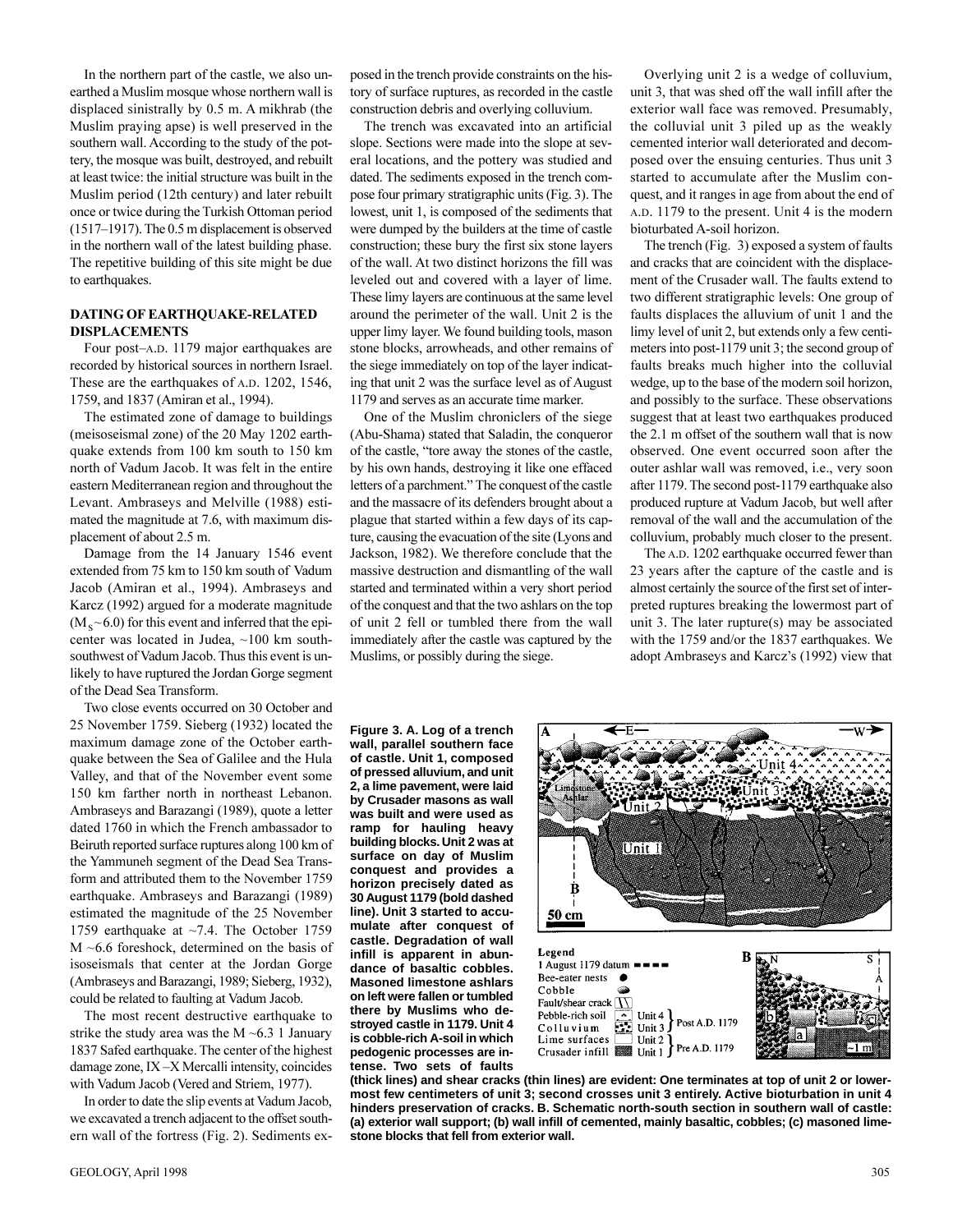In the northern part of the castle, we also unearthed a Muslim mosque whose northern wall is displaced sinistrally by 0.5 m. A mikhrab (the Muslim praying apse) is well preserved in the southern wall. According to the study of the pottery, the mosque was built, destroyed, and rebuilt at least twice: the initial structure was built in the Muslim period (12th century) and later rebuilt once or twice during the Turkish Ottoman period (1517–1917). The 0.5 m displacement is observed in the northern wall of the latest building phase. The repetitive building of this site might be due to earthquakes.

## DATING OF EARTHQUAKE-RELATED DISPLACEMENTS

Four post–A.D. 1179 major earthquakes are recorded by historical sources in northern Israel. These are the earthquakes of A.D. 1202, 1546, 1759, and 1837 (Amiran et al., 1994).

The estimated zone of damage to buildings (meisoseismal zone) of the 20 May 1202 earthquake extends from 100 km south to 150 km north of Vadum Jacob. It was felt in the entire eastern Mediterranean region and throughout the Levant. Ambraseys and Melville (1988) estimated the magnitude at 7.6, with maximum displacement of about 2.5 m.

Damage from the 14 January 1546 event extended from 75 km to 150 km south of Vadum Jacob (Amiran et al., 1994). Ambraseys and Karcz (1992) argued for a moderate magnitude ($M_S$ ~6.0) for this event and inferred that the epicenter was located in Judea, ~100 km south-southwest of Vadum Jacob. Thus this event is unlikely to have ruptured the Jordan Gorge segment of the Dead Sea Transform.

Two close events occurred on 30 October and 25 November 1759. Sieberg (1932) located the maximum damage zone of the October earthquake between the Sea of Galilee and the Hula Valley, and that of the November event some 150 km farther north in northeast Lebanon. Ambraseys and Barazangi (1989), quote a letter dated 1760 in which the French ambassador to Beiruth reported surface ruptures along 100 km of the Yammuneh segment of the Dead Sea Transform and attributed them to the November 1759 earthquake. Ambraseys and Barazangi (1989) estimated the magnitude of the 25 November 1759 earthquake at ~7.4. The October 1759 M ~6.6 foreshock, determined on the basis of isoseismals that center at the Jordan Gorge (Ambraseys and Barazangi, 1989; Sieberg, 1932), could be related to faulting at Vadum Jacob.

The most recent destructive earthquake to strike the study area was the M ~6.3 1 January 1837 Safed earthquake. The center of the highest damage zone, IX–X Mercalli intensity, coincides with Vadum Jacob (Vered and Striem, 1977).

In order to date the slip events at Vadum Jacob, we excavated a trench adjacent to the offset southern wall of the fortress (Fig. 2). Sediments exposed in the trench provide constraints on the history of surface ruptures, as recorded in the castle construction debris and overlying colluvium.

The trench was excavated into an artificial slope. Sections were made into the slope at several locations, and the pottery was studied and dated. The sediments exposed in the trench compose four primary stratigraphic units (Fig. 3). The lowest, unit 1, is composed of the sediments that were dumped by the builders at the time of castle construction; these bury the first six stone layers of the wall. At two distinct horizons the fill was leveled out and covered with a layer of lime. These limy layers are continuous at the same level around the perimeter of the wall. Unit 2 is the upper limy layer. We found building tools, mason stone blocks, arrowheads, and other remains of the siege immediately on top of the layer indicating that unit 2 was the surface level as of August 1179 and serves as an accurate time marker.

One of the Muslim chroniclers of the siege (Abu-Shama) stated that Saladin, the conqueror of the castle, "tore away the stones of the castle, by his own hands, destroying it like one effaced letters of a parchment." The conquest of the castle and the massacre of its defenders brought about a plague that started within a few days of its capture, causing the evacuation of the site (Lyons and Jackson, 1982). We therefore conclude that the massive destruction and dismantling of the wall started and terminated within a very short period of the conquest and that the two ashlars on the top of unit 2 fell or tumbled there from the wall immediately after the castle was captured by the Muslims, or possibly during the siege.

Overlying unit 2 is a wedge of colluvium, unit 3, that was shed off the wall infill after the exterior wall face was removed. Presumably, the colluvial unit 3 piled up as the weakly cemented interior wall deteriorated and decomposed over the ensuing centuries. Thus unit 3 started to accumulate after the Muslim conquest, and it ranges in age from about the end of A.D. 1179 to the present. Unit 4 is the modern bioturbated A-soil horizon.

The trench (Fig. 3) exposed a system of faults and cracks that are coincident with the displacement of the Crusader wall. The faults extend to two different stratigraphic levels: One group of faults displaces the alluvium of unit 1 and the limy level of unit 2, but extends only a few centimeters into post-1179 unit 3; the second group of faults breaks much higher into the colluvial wedge, up to the base of the modern soil horizon, and possibly to the surface. These observations suggest that at least two earthquakes produced the 2.1 m offset of the southern wall that is now observed. One event occurred soon after the outer ashlar wall was removed, i.e., very soon after 1179. The second post-1179 earthquake also produced rupture at Vadum Jacob, but well after removal of the wall and the accumulation of the colluvium, probably much closer to the present.

The A.D. 1202 earthquake occurred fewer than 23 years after the capture of the castle and is almost certainly the source of the first set of interpreted ruptures breaking the lowermost part of unit 3. The later rupture(s) may be associated with the 1759 and/or the 1837 earthquakes. We adopt Ambraseys and Karcz's (1992) view that

**Figure 3. A. Log of a trench wall, parallel southern face of castle. Unit 1, composed of pressed alluvium, and unit 2, a lime pavement, were laid by Crusader masons as wall was built and were used as ramp for hauling heavy building blocks. Unit 2 was at surface on day of Muslim conquest and provides a horizon precisely dated as 30 August 1179 (bold dashed line). Unit 3 started to accumulate after conquest of castle. Degradation of wall infill is apparent in abundance of basaltic cobbles. Masoned limestone ashlars on left were fallen or tumbled there by Muslims who destroyed castle in 1179. Unit 4 is cobble-rich A-soil in which pedogenic processes are intense. Two sets of faults (thick lines) and shear cracks (thin lines) are evident: One terminates at top of unit 2 or lowermost few centimeters of unit 3; second crosses unit 3 entirely. Active bioturbation in unit 4 hinders preservation of cracks. B. Schematic north-south section in southern wall of castle: (a) exterior wall support; (b) wall infill of cemented, mainly basaltic, cobbles; (c) masoned limestone blocks that fell from exterior wall.**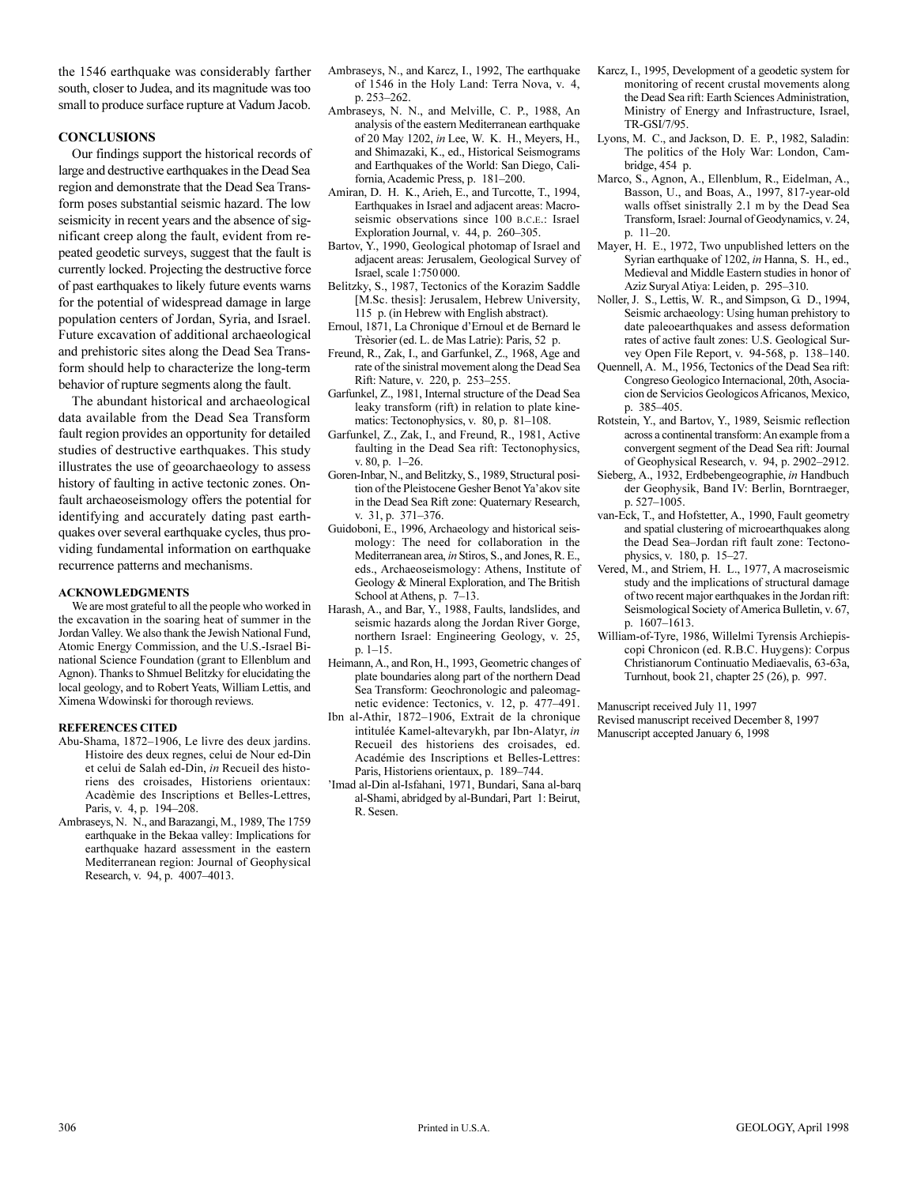the 1546 earthquake was considerably farther south, closer to Judea, and its magnitude was too small to produce surface rupture at Vadum Jacob.

## CONCLUSIONS

Our findings support the historical records of large and destructive earthquakes in the Dead Sea region and demonstrate that the Dead Sea Transform poses substantial seismic hazard. The low seismicity in recent years and the absence of significant creep along the fault, evident from repeated geodetic surveys, suggest that the fault is currently locked. Projecting the destructive force of past earthquakes to likely future events warns for the potential of widespread damage in large population centers of Jordan, Syria, and Israel. Future excavation of additional archaeological and prehistoric sites along the Dead Sea Transform should help to characterize the long-term behavior of rupture segments along the fault.

The abundant historical and archaeological data available from the Dead Sea Transform fault region provides an opportunity for detailed studies of destructive earthquakes. This study illustrates the use of geoarchaeology to assess history of faulting in active tectonic zones. On-fault archaeoseismology offers the potential for identifying and accurately dating past earthquakes over several earthquake cycles, thus providing fundamental information on earthquake recurrence patterns and mechanisms.

## ACKNOWLEDGMENTS

We are most grateful to all the people who worked in the excavation in the soaring heat of summer in the Jordan Valley. We also thank the Jewish National Fund, Atomic Energy Commission, and the U.S.-Israel Binational Science Foundation (grant to Ellenblum and Agnon). Thanks to Shmuel Belitzky for elucidating the local geology, and to Robert Yeats, William Lettis, and Ximena Wdowinski for thorough reviews.

## REFERENCES CITED

Abu-Shama, 1872–1906, Le livre des deux jardins. Histoire des deux regnes, celui de Nour ed-Din et celui de Salah ed-Din, *in* Recueil des historiens des croisades, Historiens orientaux: Acadèmie des Inscriptions et Belles-Lettres, Paris, v. 4, p. 194–208.

Ambraseys, N. N., and Barazangi, M., 1989, The 1759 earthquake in the Bekaa valley: Implications for earthquake hazard assessment in the eastern Mediterranean region: Journal of Geophysical Research, v. 94, p. 4007–4013.

Ambraseys, N., and Karcz, I., 1992, The earthquake of 1546 in the Holy Land: Terra Nova, v. 4, p. 253–262.

Ambraseys, N. N., and Melville, C. P., 1988, An analysis of the eastern Mediterranean earthquake of 20 May 1202, *in* Lee, W. K. H., Meyers, H., and Shimazaki, K., ed., Historical Seismograms and Earthquakes of the World: San Diego, California, Academic Press, p. 181–200.

Amiran, D. H. K., Arieh, E., and Turcotte, T., 1994, Earthquakes in Israel and adjacent areas: Macroseismic observations since 100 B.C.E.: Israel Exploration Journal, v. 44, p. 260–305.

Bartov, Y., 1990, Geological photomap of Israel and adjacent areas: Jerusalem, Geological Survey of Israel, scale 1:750 000.

Belitzky, S., 1987, Tectonics of the Korazim Saddle [M.Sc. thesis]: Jerusalem, Hebrew University, 115 p. (in Hebrew with English abstract).

Ernoul, 1871, La Chronique d'Ernoul et de Bernard le Trèsorier (ed. L. de Mas Latrie): Paris, 52 p.

Freund, R., Zak, I., and Garfunkel, Z., 1968, Age and rate of the sinistral movement along the Dead Sea Rift: Nature, v. 220, p. 253–255.

Garfunkel, Z., 1981, Internal structure of the Dead Sea leaky transform (rift) in relation to plate kinematics: Tectonophysics, v. 80, p. 81–108.

Garfunkel, Z., Zak, I., and Freund, R., 1981, Active faulting in the Dead Sea rift: Tectonophysics, v. 80, p. 1–26.

Goren-Inbar, N., and Belitzky, S., 1989, Structural position of the Pleistocene Gesher Benot Ya'akov site in the Dead Sea Rift zone: Quaternary Research, v. 31, p. 371–376.

Guidoboni, E., 1996, Archaeology and historical seismology: The need for collaboration in the Mediterranean area, *in* Stiros, S., and Jones, R. E., eds., Archaeoseismology: Athens, Institute of Geology & Mineral Exploration, and The British School at Athens, p. 7–13.

Harash, A., and Bar, Y., 1988, Faults, landslides, and seismic hazards along the Jordan River Gorge, northern Israel: Engineering Geology, v. 25, p. 1–15.

Heimann, A., and Ron, H., 1993, Geometric changes of plate boundaries along part of the northern Dead Sea Transform: Geochronologic and paleomagnetic evidence: Tectonics, v. 12, p. 477–491.

Ibn al-Athir, 1872–1906, Extrait de la chronique intitulée Kamel-altevarykh, par Ibn-Alatyr, *in* Recueil des historiens des croisades, ed. Académie des Inscriptions et Belles-Lettres: Paris, Historiens orientaux, p. 189–744.

'Imad al-Din al-Isfahani, 1971, Bundari, Sana al-barq al-Shami, abridged by al-Bundari, Part 1: Beirut, R. Sesen.

Karcz, I., 1995, Development of a geodetic system for monitoring of recent crustal movements along the Dead Sea rift: Earth Sciences Administration, Ministry of Energy and Infrastructure, Israel, TR-GSI/7/95.

Lyons, M. C., and Jackson, D. E. P., 1982, Saladin: The politics of the Holy War: London, Cambridge, 454 p.

Marco, S., Agnon, A., Ellenblum, R., Eidelman, A., Basson, U., and Boas, A., 1997, 817-year-old walls offset sinistrally 2.1 m by the Dead Sea Transform, Israel: Journal of Geodynamics, v. 24, p. 11–20.

Mayer, H. E., 1972, Two unpublished letters on the Syrian earthquake of 1202, *in* Hanna, S. H., ed., Medieval and Middle Eastern studies in honor of Aziz Suryal Atiya: Leiden, p. 295–310.

Noller, J. S., Lettis, W. R., and Simpson, G. D., 1994, Seismic archaeology: Using human prehistory to date paleoearthquakes and assess deformation rates of active fault zones: U.S. Geological Survey Open File Report, v. 94-568, p. 138–140.

Quennell, A. M., 1956, Tectonics of the Dead Sea rift: Congreso Geologico Internacional, 20th, Asociacion de Servicios Geologicos Africanos, Mexico, p. 385–405.

Rotstein, Y., and Bartov, Y., 1989, Seismic reflection across a continental transform: An example from a convergent segment of the Dead Sea rift: Journal of Geophysical Research, v. 94, p. 2902–2912.

Sieberg, A., 1932, Erdbebengeographie, *in* Handbuch der Geophysik, Band IV: Berlin, Borntraeger, p. 527–1005.

van-Eck, T., and Hofstetter, A., 1990, Fault geometry and spatial clustering of microearthquakes along the Dead Sea–Jordan rift fault zone: Tectonophysics, v. 180, p. 15–27.

Vered, M., and Striem, H. L., 1977, A macroseismic study and the implications of structural damage of two recent major earthquakes in the Jordan rift: Seismological Society of America Bulletin, v. 67, p. 1607–1613.

William-of-Tyre, 1986, Willelmi Tyrensis Archiepiscopi Chronicon (ed. R.B.C. Huygens): Corpus Christianorum Continuatio Mediaevalis, 63-63a, Turnhout, book 21, chapter 25 (26), p. 997.

Manuscript received July 11, 1997
Revised manuscript received December 8, 1997
Manuscript accepted January 6, 1998

Printed in U.S.A.